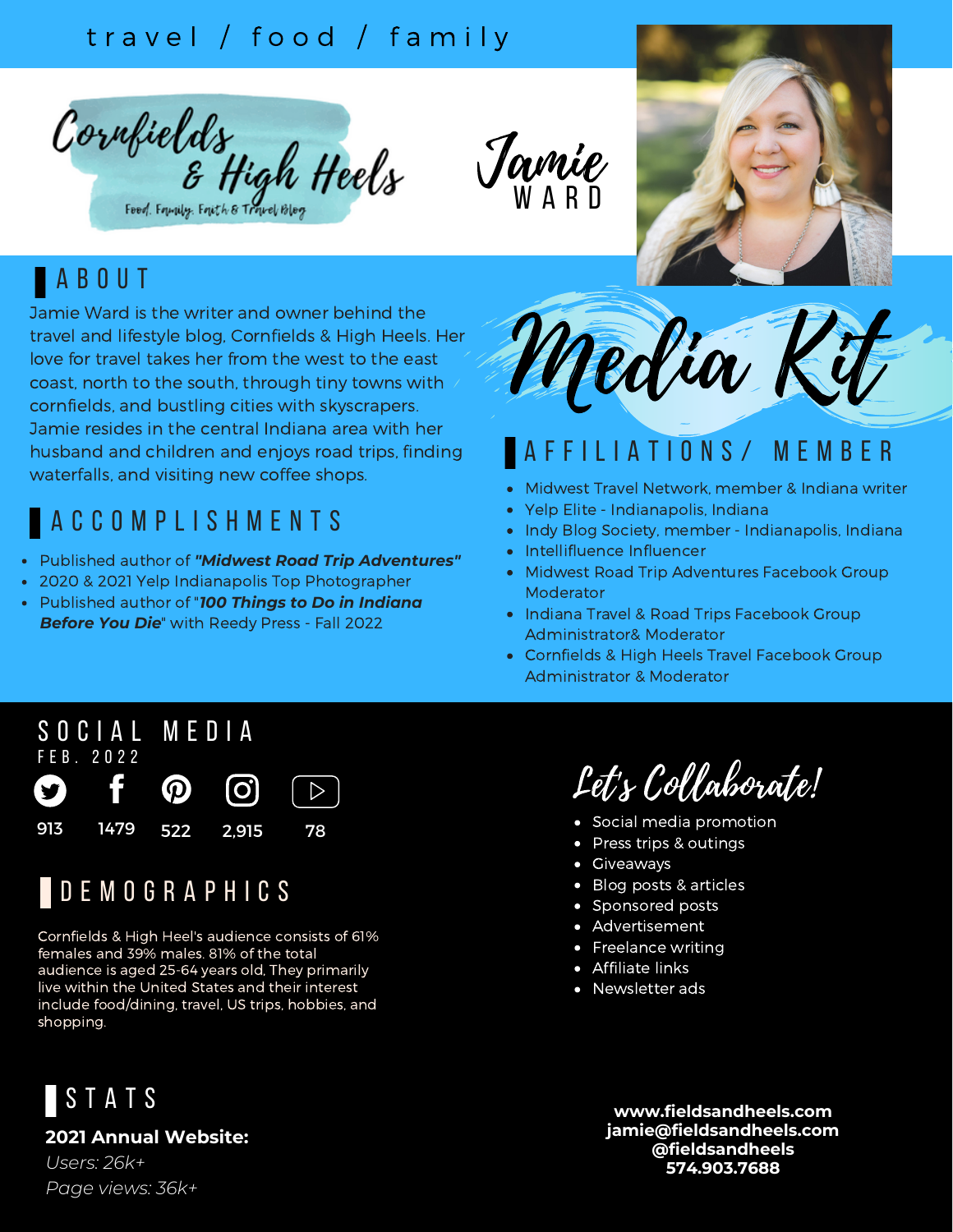travel / food / family

Cornfields & High Heels

Food, Family, Faith & Travel Blog

Jamie WARD

# Media Kit

## ABOUT

Jamie Ward is the writer and owner behind the travel and lifestyle blog, Cornfields & High Heels. Her love for travel takes her from the west to the east coast, north to the south, through tiny towns with cornfields, and bustling cities with skyscrapers. Jamie resides in the central Indiana area with her husband and children and enjoys road trips, finding waterfalls, and visiting new coffee shops.

## ACCOMPLISHMENTS

- Published author of ***"Midwest Road Trip Adventures"***
- 2020 & 2021 Yelp Indianapolis Top Photographer
- Published author of "***100 Things to Do in Indiana Before You Die***" with Reedy Press - Fall 2022

## AFFILIATIONS/ MEMBER

- Midwest Travel Network, member & Indiana writer
- Yelp Elite - Indianapolis, Indiana
- Indy Blog Society, member - Indianapolis, Indiana
- Intellifluence Influencer
- Midwest Road Trip Adventures Facebook Group Moderator
- Indiana Travel & Road Trips Facebook Group Administrator& Moderator
- Cornfields & High Heels Travel Facebook Group Administrator & Moderator

## SOCIAL MEDIA

FEB. 2022

| Twitter | Facebook | Pinterest | Instagram | YouTube |
|---|---|---|---|---|
| 913 | 1479 | 522 | 2,915 | 78 |

## DEMOGRAPHICS

Cornfields & High Heel's audience consists of 61% females and 39% males. 81% of the total audience is aged 25-64 years old, They primarily live within the United States and their interest include food/dining, travel, US trips, hobbies, and shopping.

## STATS

**2021 Annual Website:**

*Users: 26k+*

*Page views: 36k+*

## Let's Collaborate!

- Social media promotion
- Press trips & outings
- Giveaways
- Blog posts & articles
- Sponsored posts
- Advertisement
- Freelance writing
- Affiliate links
- Newsletter ads

**www.fieldsandheels.com**
**jamie@fieldsandheels.com**
**@fieldsandheels**
**574.903.7688**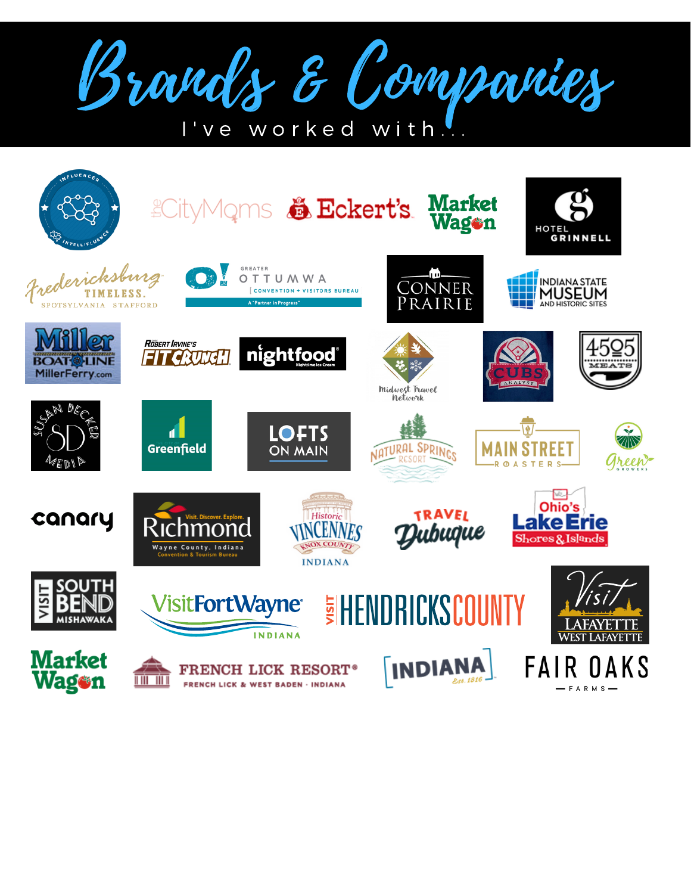# Brands & Companies

I've worked with...

INFLUENCER INTELLIFLUENCE

theCityMoms

Eckert's

Market Wagon

HOTEL GRINNELL

Fredericksburg TIMELESS. SPOTSYLVANIA STAFFORD

O! GREATER OTTUMWA CONVENTION + VISITORS BUREAU A "Partner in Progress"

CONNER PRAIRIE

INDIANA STATE MUSEUM AND HISTORIC SITES

Miller BOAT LINE MillerFerry.com

Robert Irvine's FIT CRUNCH

nightfood Nighttime Ice Cream

Midwest Travel Network

CUBS ANALYST

4505 MEATS

SUSAN DECKER SD MEDIA

Greenfield

LOFTS ON MAIN

NATURAL SPRINGS RESORT

MAIN STREET ROASTERS

Green GROWERS

canary

Visit. Discover. Explore. Richmond Wayne County, Indiana Convention & Tourism Bureau

Historic VINCENNES KNOX COUNTY INDIANA

TRAVEL Dubuque

Ohio's Lake Erie Shores & Islands

VISIT SOUTH BEND MISHAWAKA

VisitFortWayne INDIANA

VISIT HENDRICKS COUNTY

Visit LAFAYETTE WEST LAFAYETTE

Market Wagon

FRENCH LICK RESORT® FRENCH LICK & WEST BADEN · INDIANA

INDIANA Est. 1816

FAIR OAKS FARMS